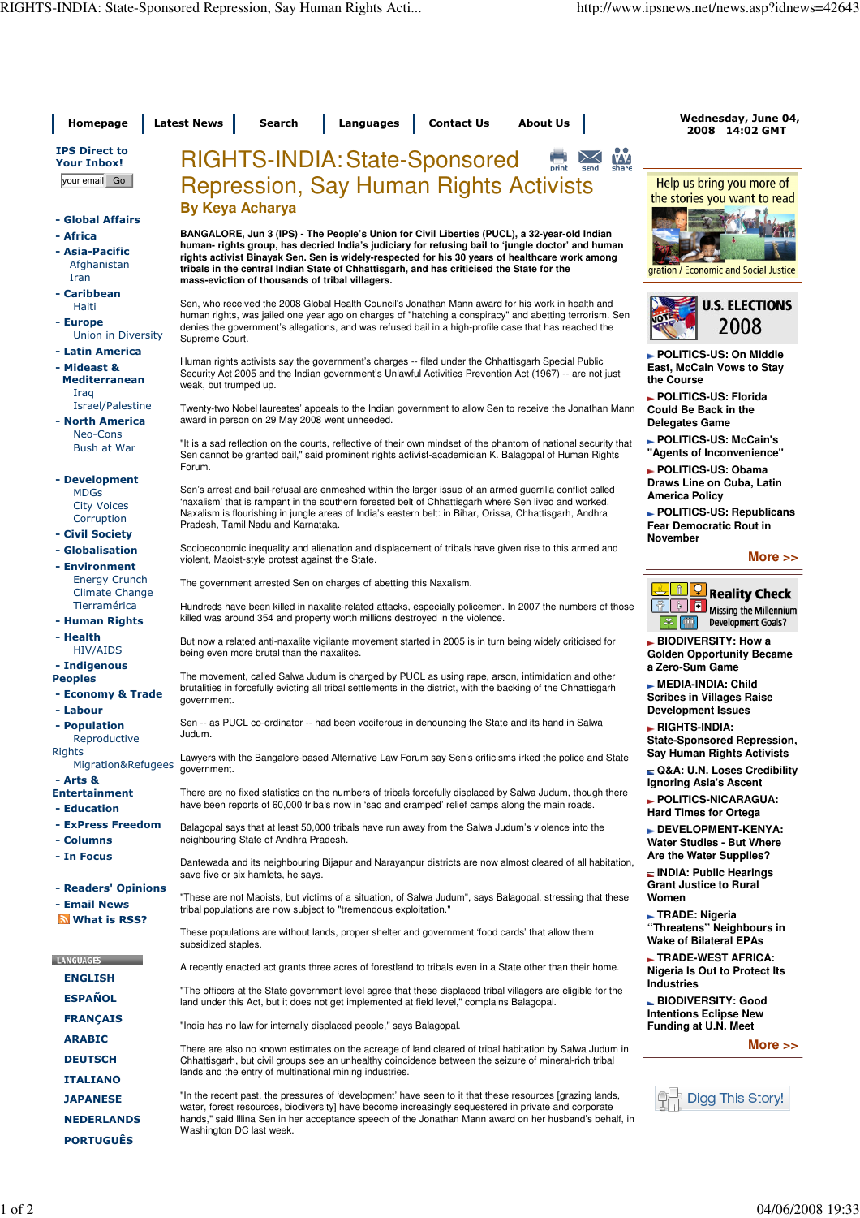# RIGHTS-INDIA: State-Sponsored Repression, Say Human Rights Activists

**By Keya Acharya**

**BANGALORE, Jun 3 (IPS) - The People's Union for Civil Liberties (PUCL), a 32-year-old Indian human- rights group, has decried India's judiciary for refusing bail to 'jungle doctor' and human rights activist Binayak Sen. Sen is widely-respected for his 30 years of healthcare work among tribals in the central Indian State of Chhattisgarh, and has criticised the State for the mass-eviction of thousands of tribal villagers.**

Sen, who received the 2008 Global Health Council's Jonathan Mann award for his work in health and human rights, was jailed one year ago on charges of "hatching a conspiracy" and abetting terrorism. Sen denies the government's allegations, and was refused bail in a high-profile case that has reached the Supreme Court.

Human rights activists say the government's charges -- filed under the Chhattisgarh Special Public Security Act 2005 and the Indian government's Unlawful Activities Prevention Act (1967) -- are not just weak, but trumped up.

Twenty-two Nobel laureates' appeals to the Indian government to allow Sen to receive the Jonathan Mann award in person on 29 May 2008 went unheeded.

"It is a sad reflection on the courts, reflective of their own mindset of the phantom of national security that Sen cannot be granted bail," said prominent rights activist-academician K. Balagopal of Human Rights Forum.

Sen's arrest and bail-refusal are enmeshed within the larger issue of an armed guerrilla conflict called 'naxalism' that is rampant in the southern forested belt of Chhattisgarh where Sen lived and worked. Naxalism is flourishing in jungle areas of India's eastern belt: in Bihar, Orissa, Chhattisgarh, Andhra Pradesh, Tamil Nadu and Karnataka.

Socioeconomic inequality and alienation and displacement of tribals have given rise to this armed and violent, Maoist-style protest against the State.

The government arrested Sen on charges of abetting this Naxalism.

Hundreds have been killed in naxalite-related attacks, especially policemen. In 2007 the numbers of those killed was around 354 and property worth millions destroyed in the violence.

But now a related anti-naxalite vigilante movement started in 2005 is in turn being widely criticised for being even more brutal than the naxalites.

The movement, called Salwa Judum is charged by PUCL as using rape, arson, intimidation and other brutalities in forcefully evicting all tribal settlements in the district, with the backing of the Chhattisgarh government.

Sen -- as PUCL co-ordinator -- had been vociferous in denouncing the State and its hand in Salwa Judum.

Lawyers with the Bangalore-based Alternative Law Forum say Sen's criticisms irked the police and State government.

There are no fixed statistics on the numbers of tribals forcefully displaced by Salwa Judum, though there have been reports of 60,000 tribals now in 'sad and cramped' relief camps along the main roads.

Balagopal says that at least 50,000 tribals have run away from the Salwa Judum's violence into the neighbouring State of Andhra Pradesh.

Dantewada and its neighbouring Bijapur and Narayanpur districts are now almost cleared of all habitation, save five or six hamlets, he says.

"These are not Maoists, but victims of a situation, of Salwa Judum", says Balagopal, stressing that these tribal populations are now subject to "tremendous exploitation."

These populations are without lands, proper shelter and government 'food cards' that allow them subsidized staples.

A recently enacted act grants three acres of forestland to tribals even in a State other than their home.

"The officers at the State government level agree that these displaced tribal villagers are eligible for the land under this Act, but it does not get implemented at field level," complains Balagopal.

"India has no law for internally displaced people," says Balagopal.

There are also no known estimates on the acreage of land cleared of tribal habitation by Salwa Judum in Chhattisgarh, but civil groups see an unhealthy coincidence between the seizure of mineral-rich tribal lands and the entry of multinational mining industries.

"In the recent past, the pressures of 'development' have seen to it that these resources [grazing lands, water, forest resources, biodiversity] have become increasingly sequestered in private and corporate hands," said Illina Sen in her acceptance speech of the Jonathan Mann award on her husband's behalf, in Washington DC last week.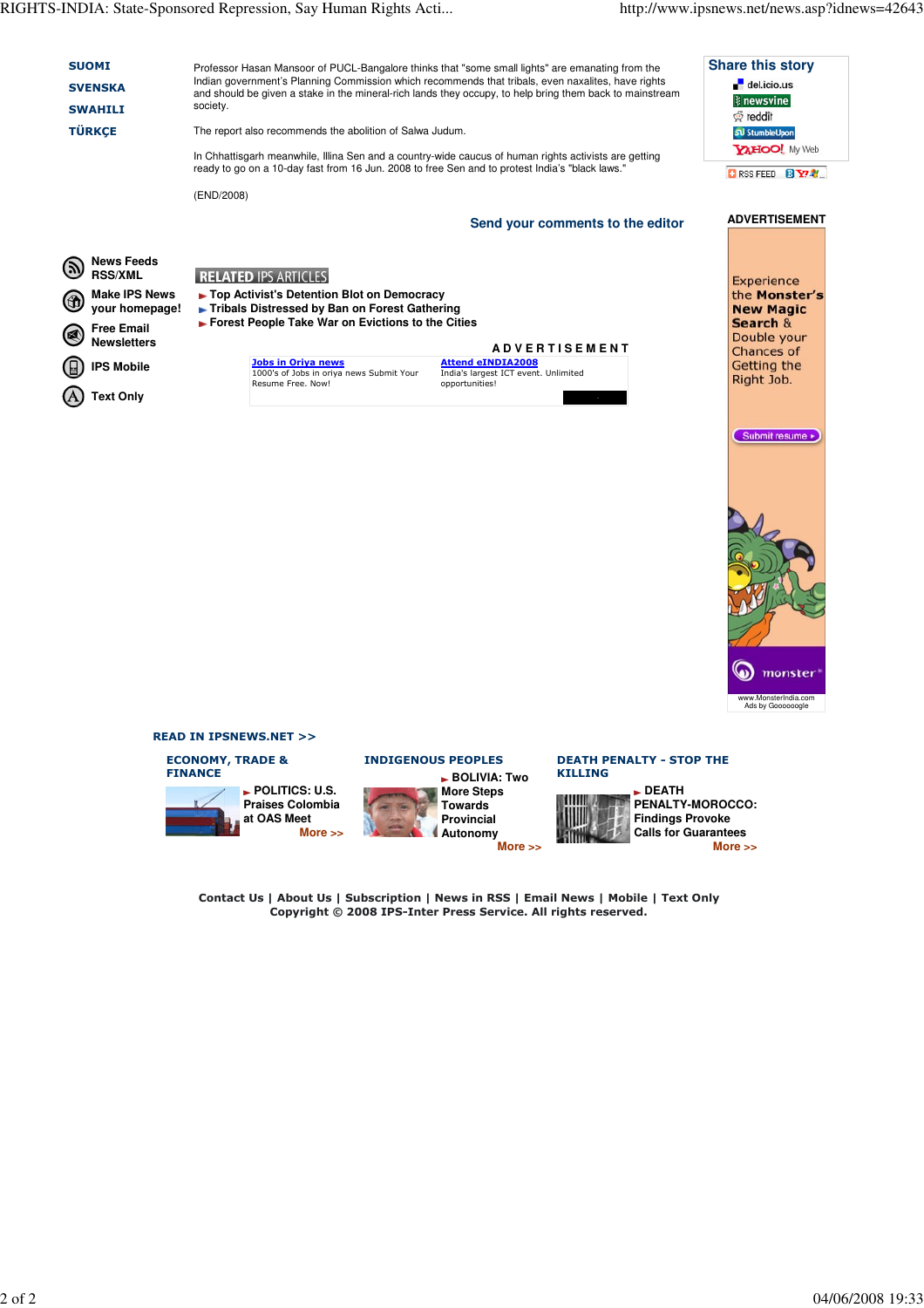Professor Hasan Mansoor of PUCL-Bangalore thinks that "some small lights" are emanating from the Indian government's Planning Commission which recommends that tribals, even naxalites, have rights and should be given a stake in the mineral-rich lands they occupy, to help bring them back to mainstream society.

The report also recommends the abolition of Salwa Judum.

In Chhattisgarh meanwhile, Illina Sen and a country-wide caucus of human rights activists are getting ready to go on a 10-day fast from 16 Jun. 2008 to free Sen and to protest India's "black laws."

(END/2008)

Send your comments to the editor

## RELATED IPS ARTICLES

- Top Activist's Detention Blot on Democracy
- Tribals Distressed by Ban on Forest Gathering
- Forest People Take War on Evictions to the Cities

SUOMI
SVENSKA
SWAHILI
TÜRKÇE

News Feeds RSS/XML
Make IPS News your homepage!
Free Email Newsletters
IPS Mobile
Text Only

Share this story

READ IN IPSNEWS.NET >>

**ECONOMY, TRADE & FINANCE**
POLITICS: U.S. Praises Colombia at OAS Meet
More >>

**INDIGENOUS PEOPLES**
BOLIVIA: Two More Steps Towards Provincial Autonomy
More >>

**DEATH PENALTY - STOP THE KILLING**
DEATH PENALTY-MOROCCO: Findings Provoke Calls for Guarantees
More >>

Contact Us | About Us | Subscription | News in RSS | Email News | Mobile | Text Only
Copyright © 2008 IPS-Inter Press Service. All rights reserved.